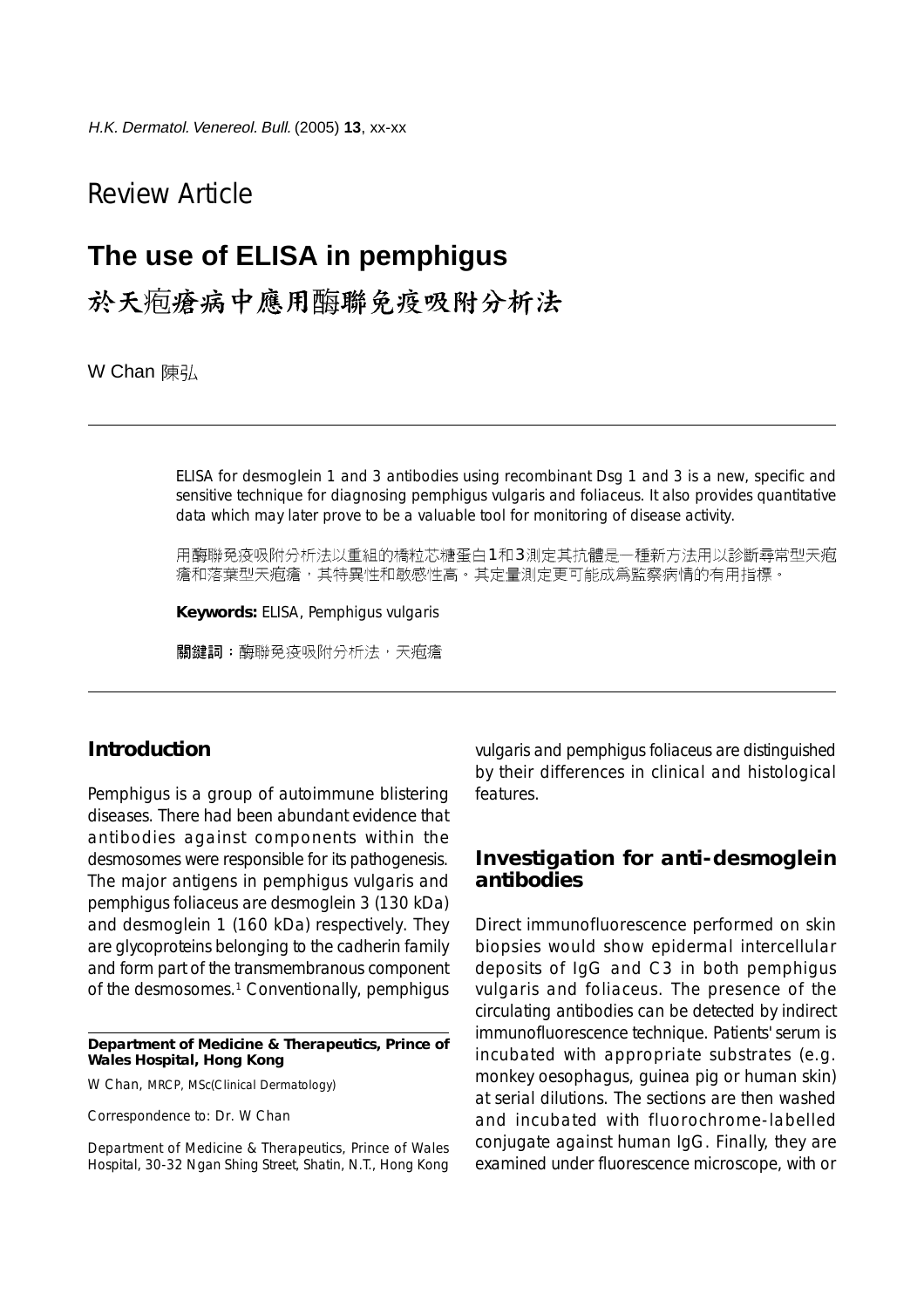## Review Article

# The use of ELISA in pemphigus

# 於天疱瘡病中應用酶聯免疫吸附分析法

W Chan 陳弘

ELISA for desmoglein 1 and 3 antibodies using recombinant Dsg 1 and 3 is a new, specific and sensitive technique for diagnosing pemphigus vulgaris and foliaceus. It also provides quantitative data which may later prove to be a valuable tool for monitoring of disease activity.

用酶聯免疫吸附分析法以重組的橋粒芯糖蛋白1和3測定其抗體是一種新方法用以診斷尋常型天疱瘡和落葉型天疱瘡，其特異性和敏感性高。其定量測定更可能成爲監察病情的有用指標。

**Keywords:** ELISA, Pemphigus vulgaris

**關鍵詞**：酶聯免疫吸附分析法，天疱瘡

## Introduction

Pemphigus is a group of autoimmune blistering diseases. There had been abundant evidence that antibodies against components within the desmosomes were responsible for its pathogenesis. The major antigens in pemphigus vulgaris and pemphigus foliaceus are desmoglein 3 (130 kDa) and desmoglein 1 (160 kDa) respectively. They are glycoproteins belonging to the cadherin family and form part of the transmembranous component of the desmosomes.[1] Conventionally, pemphigus vulgaris and pemphigus foliaceus are distinguished by their differences in clinical and histological features.

## Investigation for anti-desmoglein antibodies

Direct immunofluorescence performed on skin biopsies would show epidermal intercellular deposits of IgG and C3 in both pemphigus vulgaris and foliaceus. The presence of the circulating antibodies can be detected by indirect immunofluorescence technique. Patients' serum is incubated with appropriate substrates (e.g. monkey oesophagus, guinea pig or human skin) at serial dilutions. The sections are then washed and incubated with fluorochrome-labelled conjugate against human IgG. Finally, they are examined under fluorescence microscope, with or

**Department of Medicine & Therapeutics, Prince of Wales Hospital, Hong Kong**

W Chan, MRCP, MSc(Clinical Dermatology)

Correspondence to: Dr. W Chan

Department of Medicine & Therapeutics, Prince of Wales Hospital, 30-32 Ngan Shing Street, Shatin, N.T., Hong Kong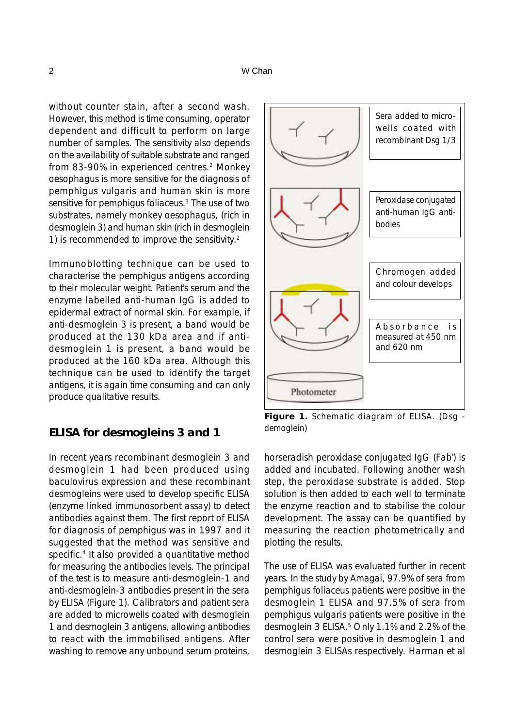without counter stain, after a second wash. However, this method is time consuming, operator dependent and difficult to perform on large number of samples. The sensitivity also depends on the availability of suitable substrate and ranged from 83-90% in experienced centres.[2] Monkey oesophagus is more sensitive for the diagnosis of pemphigus vulgaris and human skin is more sensitive for pemphigus foliaceus.[3] The use of two substrates, namely monkey oesophagus, (rich in desmoglein 3) and human skin (rich in desmoglein 1) is recommended to improve the sensitivity.[2]

Immunoblotting technique can be used to characterise the pemphigus antigens according to their molecular weight. Patient's serum and the enzyme labelled anti-human IgG is added to epidermal extract of normal skin. For example, if anti-desmoglein 3 is present, a band would be produced at the 130 kDa area and if anti-desmoglein 1 is present, a band would be produced at the 160 kDa area. Although this technique can be used to identify the target antigens, it is again time consuming and can only produce qualitative results.

## ELISA for desmogleins 3 and 1

In recent years recombinant desmoglein 3 and desmoglein 1 had been produced using baculovirus expression and these recombinant desmogleins were used to develop specific ELISA (enzyme linked immunosorbent assay) to detect antibodies against them. The first report of ELISA for diagnosis of pemphigus was in 1997 and it suggested that the method was sensitive and specific.[4] It also provided a quantitative method for measuring the antibodies levels. The principal of the test is to measure anti-desmoglein-1 and anti-desmoglein-3 antibodies present in the sera by ELISA (Figure 1). Calibrators and patient sera are added to microwells coated with desmoglein 1 and desmoglein 3 antigens, allowing antibodies to react with the immobilised antigens. After washing to remove any unbound serum proteins, horseradish peroxidase conjugated IgG (Fab') is added and incubated. Following another wash step, the peroxidase substrate is added. Stop solution is then added to each well to terminate the enzyme reaction and to stabilise the colour development. The assay can be quantified by measuring the reaction photometrically and plotting the results.

Sera added to microwells coated with recombinant Dsg 1/3

Peroxidase conjugated anti-human IgG antibodies

Chromogen added and colour develops

Absorbance is measured at 450 nm and 620 nm

Photometer

**Figure 1.** Schematic diagram of ELISA. (Dsg - demoglein)

The use of ELISA was evaluated further in recent years. In the study by Amagai, 97.9% of sera from pemphigus foliaceus patients were positive in the desmoglein 1 ELISA and 97.5% of sera from pemphigus vulgaris patients were positive in the desmoglein 3 ELISA.[5] Only 1.1% and 2.2% of the control sera were positive in desmoglein 1 and desmoglein 3 ELISAs respectively. Harman et al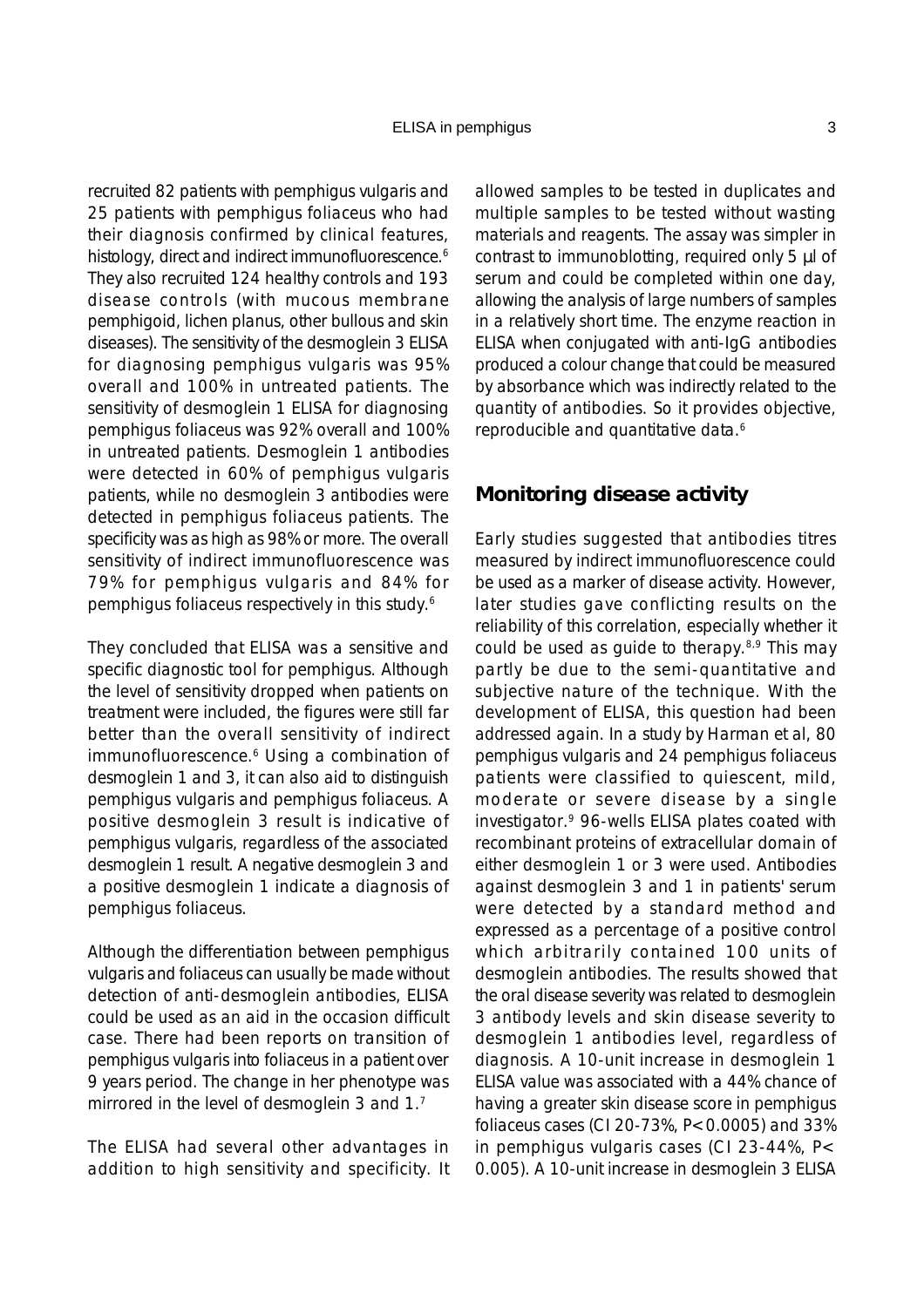recruited 82 patients with pemphigus vulgaris and 25 patients with pemphigus foliaceus who had their diagnosis confirmed by clinical features, histology, direct and indirect immunofluorescence.[6] They also recruited 124 healthy controls and 193 disease controls (with mucous membrane pemphigoid, lichen planus, other bullous and skin diseases). The sensitivity of the desmoglein 3 ELISA for diagnosing pemphigus vulgaris was 95% overall and 100% in untreated patients. The sensitivity of desmoglein 1 ELISA for diagnosing pemphigus foliaceus was 92% overall and 100% in untreated patients. Desmoglein 1 antibodies were detected in 60% of pemphigus vulgaris patients, while no desmoglein 3 antibodies were detected in pemphigus foliaceus patients. The specificity was as high as 98% or more. The overall sensitivity of indirect immunofluorescence was 79% for pemphigus vulgaris and 84% for pemphigus foliaceus respectively in this study.[6]

They concluded that ELISA was a sensitive and specific diagnostic tool for pemphigus. Although the level of sensitivity dropped when patients on treatment were included, the figures were still far better than the overall sensitivity of indirect immunofluorescence.[6] Using a combination of desmoglein 1 and 3, it can also aid to distinguish pemphigus vulgaris and pemphigus foliaceus. A positive desmoglein 3 result is indicative of pemphigus vulgaris, regardless of the associated desmoglein 1 result. A negative desmoglein 3 and a positive desmoglein 1 indicate a diagnosis of pemphigus foliaceus.

Although the differentiation between pemphigus vulgaris and foliaceus can usually be made without detection of anti-desmoglein antibodies, ELISA could be used as an aid in the occasion difficult case. There had been reports on transition of pemphigus vulgaris into foliaceus in a patient over 9 years period. The change in her phenotype was mirrored in the level of desmoglein 3 and 1.[7]

The ELISA had several other advantages in addition to high sensitivity and specificity. It allowed samples to be tested in duplicates and multiple samples to be tested without wasting materials and reagents. The assay was simpler in contrast to immunoblotting, required only 5 µl of serum and could be completed within one day, allowing the analysis of large numbers of samples in a relatively short time. The enzyme reaction in ELISA when conjugated with anti-IgG antibodies produced a colour change that could be measured by absorbance which was indirectly related to the quantity of antibodies. So it provides objective, reproducible and quantitative data.[6]

## Monitoring disease activity

Early studies suggested that antibodies titres measured by indirect immunofluorescence could be used as a marker of disease activity. However, later studies gave conflicting results on the reliability of this correlation, especially whether it could be used as guide to therapy.[8,9] This may partly be due to the semi-quantitative and subjective nature of the technique. With the development of ELISA, this question had been addressed again. In a study by Harman et al, 80 pemphigus vulgaris and 24 pemphigus foliaceus patients were classified to quiescent, mild, moderate or severe disease by a single investigator.[9] 96-wells ELISA plates coated with recombinant proteins of extracellular domain of either desmoglein 1 or 3 were used. Antibodies against desmoglein 3 and 1 in patients' serum were detected by a standard method and expressed as a percentage of a positive control which arbitrarily contained 100 units of desmoglein antibodies. The results showed that the oral disease severity was related to desmoglein 3 antibody levels and skin disease severity to desmoglein 1 antibodies level, regardless of diagnosis. A 10-unit increase in desmoglein 1 ELISA value was associated with a 44% chance of having a greater skin disease score in pemphigus foliaceus cases (CI 20-73%, $P<0.0005$) and 33% in pemphigus vulgaris cases (CI 23-44%, $P<0.005$). A 10-unit increase in desmoglein 3 ELISA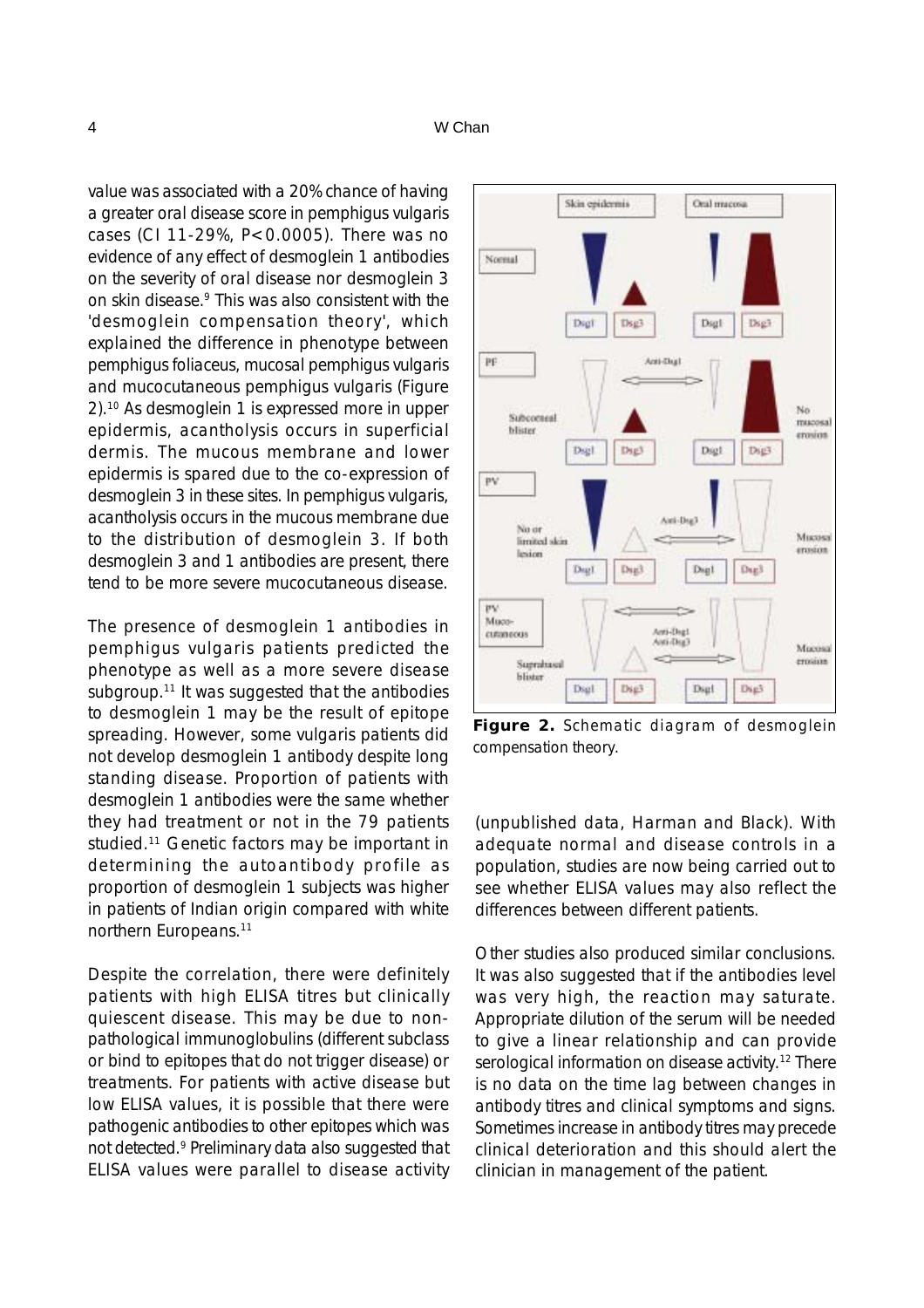value was associated with a 20% chance of having a greater oral disease score in pemphigus vulgaris cases (CI 11-29%, $P<0.0005$). There was no evidence of any effect of desmoglein 1 antibodies on the severity of oral disease nor desmoglein 3 on skin disease.[9] This was also consistent with the 'desmoglein compensation theory', which explained the difference in phenotype between pemphigus foliaceus, mucosal pemphigus vulgaris and mucocutaneous pemphigus vulgaris (Figure 2).[10] As desmoglein 1 is expressed more in upper epidermis, acantholysis occurs in superficial dermis. The mucous membrane and lower epidermis is spared due to the co-expression of desmoglein 3 in these sites. In pemphigus vulgaris, acantholysis occurs in the mucous membrane due to the distribution of desmoglein 3. If both desmoglein 3 and 1 antibodies are present, there tend to be more severe mucocutaneous disease.

The presence of desmoglein 1 antibodies in pemphigus vulgaris patients predicted the phenotype as well as a more severe disease subgroup.[11] It was suggested that the antibodies to desmoglein 1 may be the result of epitope spreading. However, some vulgaris patients did not develop desmoglein 1 antibody despite long standing disease. Proportion of patients with desmoglein 1 antibodies were the same whether they had treatment or not in the 79 patients studied.[11] Genetic factors may be important in determining the autoantibody profile as proportion of desmoglein 1 subjects was higher in patients of Indian origin compared with white northern Europeans.[11]

Despite the correlation, there were definitely patients with high ELISA titres but clinically quiescent disease. This may be due to non-pathological immunoglobulins (different subclass or bind to epitopes that do not trigger disease) or treatments. For patients with active disease but low ELISA values, it is possible that there were pathogenic antibodies to other epitopes which was not detected.[9] Preliminary data also suggested that ELISA values were parallel to disease activity (unpublished data, Harman and Black). With adequate normal and disease controls in a population, studies are now being carried out to see whether ELISA values may also reflect the differences between different patients.

**Figure 2.** Schematic diagram of desmoglein compensation theory.

Other studies also produced similar conclusions. It was also suggested that if the antibodies level was very high, the reaction may saturate. Appropriate dilution of the serum will be needed to give a linear relationship and can provide serological information on disease activity.[12] There is no data on the time lag between changes in antibody titres and clinical symptoms and signs. Sometimes increase in antibody titres may precede clinical deterioration and this should alert the clinician in management of the patient.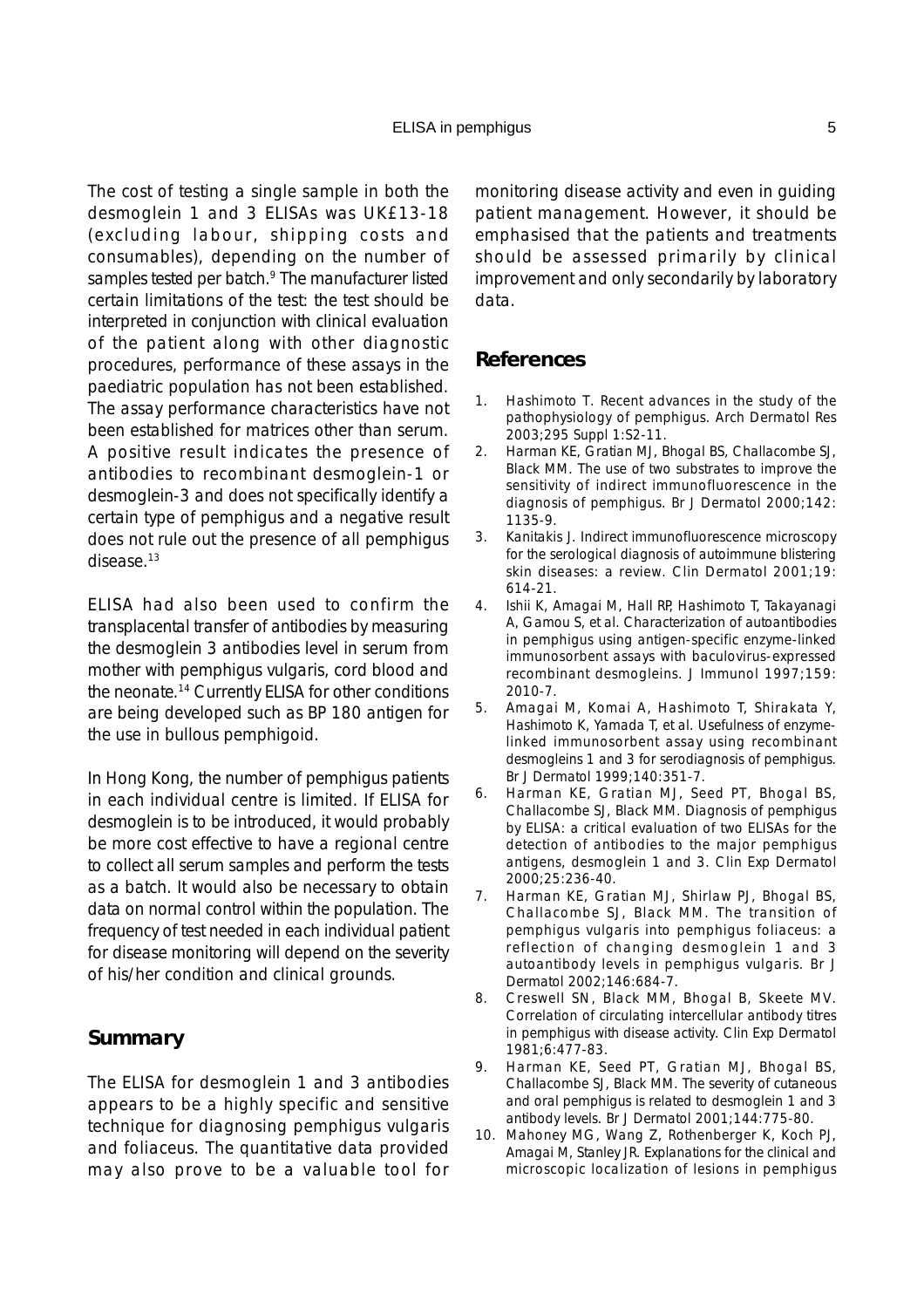The cost of testing a single sample in both the desmoglein 1 and 3 ELISAs was UK£13-18 (excluding labour, shipping costs and consumables), depending on the number of samples tested per batch.[9] The manufacturer listed certain limitations of the test: the test should be interpreted in conjunction with clinical evaluation of the patient along with other diagnostic procedures, performance of these assays in the paediatric population has not been established. The assay performance characteristics have not been established for matrices other than serum. A positive result indicates the presence of antibodies to recombinant desmoglein-1 or desmoglein-3 and does not specifically identify a certain type of pemphigus and a negative result does not rule out the presence of all pemphigus disease.[13]

ELISA had also been used to confirm the transplacental transfer of antibodies by measuring the desmoglein 3 antibodies level in serum from mother with pemphigus vulgaris, cord blood and the neonate.[14] Currently ELISA for other conditions are being developed such as BP 180 antigen for the use in bullous pemphigoid.

In Hong Kong, the number of pemphigus patients in each individual centre is limited. If ELISA for desmoglein is to be introduced, it would probably be more cost effective to have a regional centre to collect all serum samples and perform the tests as a batch. It would also be necessary to obtain data on normal control within the population. The frequency of test needed in each individual patient for disease monitoring will depend on the severity of his/her condition and clinical grounds.

## Summary

The ELISA for desmoglein 1 and 3 antibodies appears to be a highly specific and sensitive technique for diagnosing pemphigus vulgaris and foliaceus. The quantitative data provided may also prove to be a valuable tool for monitoring disease activity and even in guiding patient management. However, it should be emphasised that the patients and treatments should be assessed primarily by clinical improvement and only secondarily by laboratory data.

## References

1. Hashimoto T. Recent advances in the study of the pathophysiology of pemphigus. Arch Dermatol Res 2003;295 Suppl 1:S2-11.
2. Harman KE, Gratian MJ, Bhogal BS, Challacombe SJ, Black MM. The use of two substrates to improve the sensitivity of indirect immunofluorescence in the diagnosis of pemphigus. Br J Dermatol 2000;142: 1135-9.
3. Kanitakis J. Indirect immunofluorescence microscopy for the serological diagnosis of autoimmune blistering skin diseases: a review. Clin Dermatol 2001;19: 614-21.
4. Ishii K, Amagai M, Hall RP, Hashimoto T, Takayanagi A, Gamou S, et al. Characterization of autoantibodies in pemphigus using antigen-specific enzyme-linked immunosorbent assays with baculovirus-expressed recombinant desmogleins. J Immunol 1997;159: 2010-7.
5. Amagai M, Komai A, Hashimoto T, Shirakata Y, Hashimoto K, Yamada T, et al. Usefulness of enzyme-linked immunosorbent assay using recombinant desmogleins 1 and 3 for serodiagnosis of pemphigus. Br J Dermatol 1999;140:351-7.
6. Harman KE, Gratian MJ, Seed PT, Bhogal BS, Challacombe SJ, Black MM. Diagnosis of pemphigus by ELISA: a critical evaluation of two ELISAs for the detection of antibodies to the major pemphigus antigens, desmoglein 1 and 3. Clin Exp Dermatol 2000;25:236-40.
7. Harman KE, Gratian MJ, Shirlaw PJ, Bhogal BS, Challacombe SJ, Black MM. The transition of pemphigus vulgaris into pemphigus foliaceus: a reflection of changing desmoglein 1 and 3 autoantibody levels in pemphigus vulgaris. Br J Dermatol 2002;146:684-7.
8. Creswell SN, Black MM, Bhogal B, Skeete MV. Correlation of circulating intercellular antibody titres in pemphigus with disease activity. Clin Exp Dermatol 1981;6:477-83.
9. Harman KE, Seed PT, Gratian MJ, Bhogal BS, Challacombe SJ, Black MM. The severity of cutaneous and oral pemphigus is related to desmoglein 1 and 3 antibody levels. Br J Dermatol 2001;144:775-80.
10. Mahoney MG, Wang Z, Rothenberger K, Koch PJ, Amagai M, Stanley JR. Explanations for the clinical and microscopic localization of lesions in pemphigus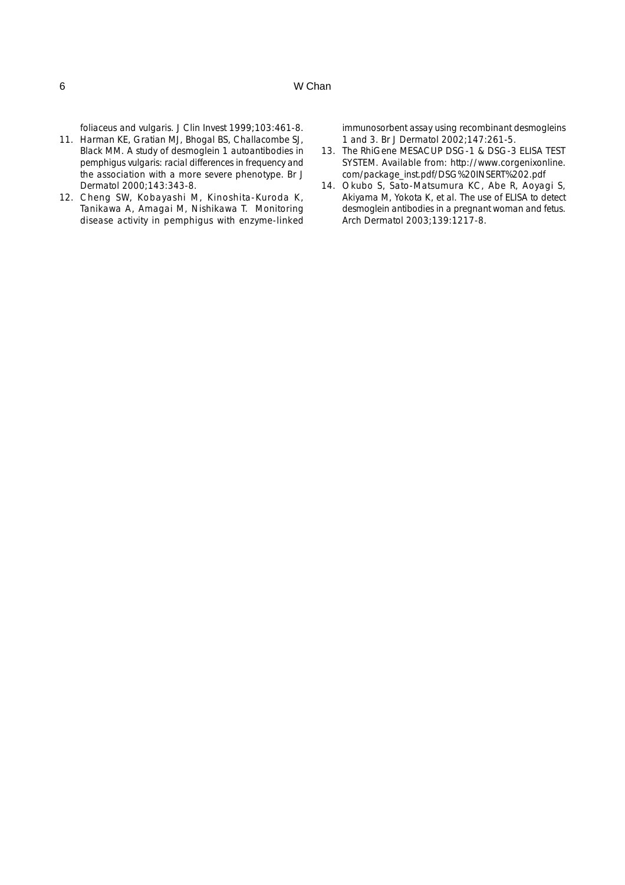foliaceus and vulgaris. J Clin Invest 1999;103:461-8.

11. Harman KE, Gratian MJ, Bhogal BS, Challacombe SJ, Black MM. A study of desmoglein 1 autoantibodies in pemphigus vulgaris: racial differences in frequency and the association with a more severe phenotype. Br J Dermatol 2000;143:343-8.
12. Cheng SW, Kobayashi M, Kinoshita-Kuroda K, Tanikawa A, Amagai M, Nishikawa T. Monitoring disease activity in pemphigus with enzyme-linked immunosorbent assay using recombinant desmogleins 1 and 3. Br J Dermatol 2002;147:261-5.
13. The RhiGene MESACUP DSG-1 & DSG-3 ELISA TEST SYSTEM. Available from: http://www.corgenixonline.com/package_inst.pdf/DSG%20INSERT%202.pdf
14. Okubo S, Sato-Matsumura KC, Abe R, Aoyagi S, Akiyama M, Yokota K, et al. The use of ELISA to detect desmoglein antibodies in a pregnant woman and fetus. Arch Dermatol 2003;139:1217-8.